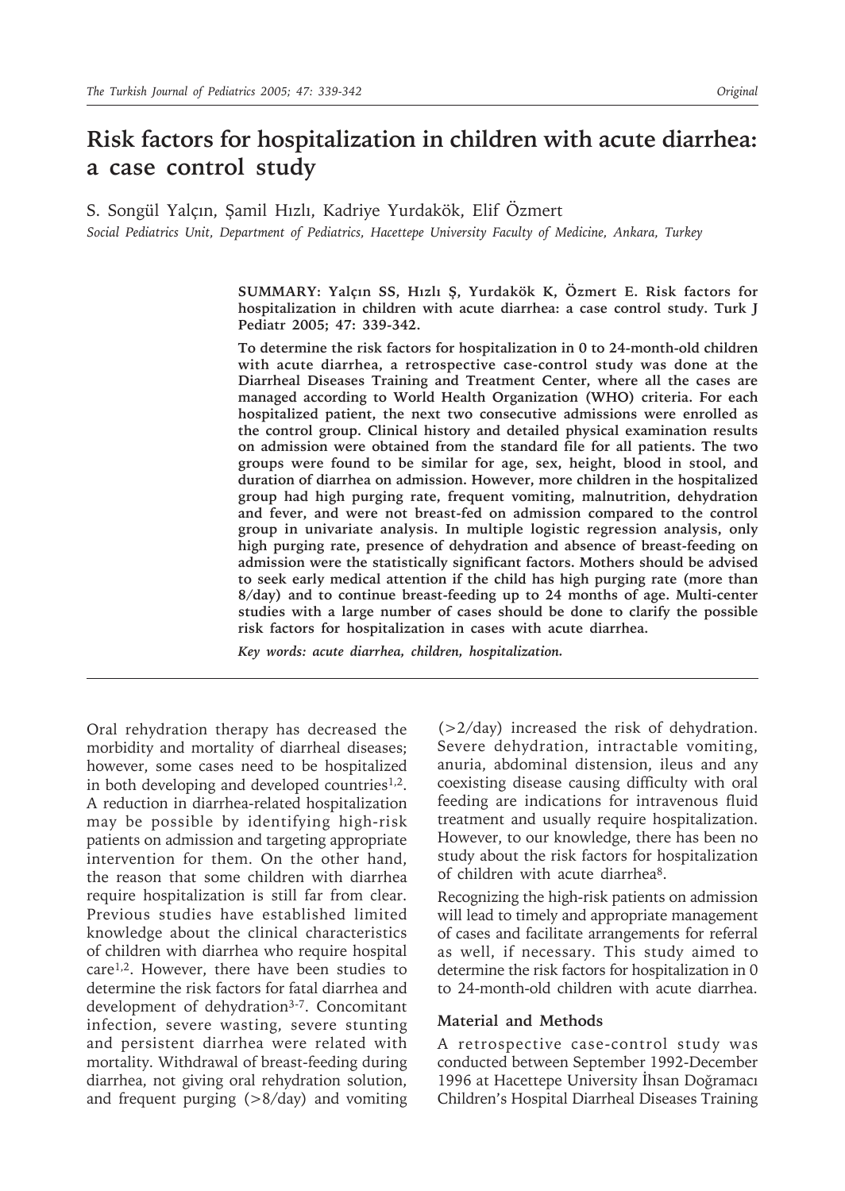# Risk factors for hospitalization in children with acute diarrhea: a case control study

S. Songül Yalçın, Şamil Hızlı, Kadriye Yurdakök, Elif Özmert

*Social Pediatrics Unit, Department of Pediatrics, Hacettepe University Faculty of Medicine, Ankara, Turkey*

**SUMMARY: Yalçın SS, Hızlı Ş, Yurdakök K, Özmert E. Risk factors for hospitalization in children with acute diarrhea: a case control study. Turk J Pediatr 2005; 47: 339-342.**

**To determine the risk factors for hospitalization in 0 to 24-month-old children with acute diarrhea, a retrospective case-control study was done at the Diarrheal Diseases Training and Treatment Center, where all the cases are managed according to World Health Organization (WHO) criteria. For each hospitalized patient, the next two consecutive admissions were enrolled as the control group. Clinical history and detailed physical examination results on admission were obtained from the standard file for all patients. The two groups were found to be similar for age, sex, height, blood in stool, and duration of diarrhea on admission. However, more children in the hospitalized group had high purging rate, frequent vomiting, malnutrition, dehydration and fever, and were not breast-fed on admission compared to the control group in univariate analysis. In multiple logistic regression analysis, only high purging rate, presence of dehydration and absence of breast-feeding on admission were the statistically significant factors. Mothers should be advised to seek early medical attention if the child has high purging rate (more than 8/day) and to continue breast-feeding up to 24 months of age. Multi-center studies with a large number of cases should be done to clarify the possible risk factors for hospitalization in cases with acute diarrhea.**

***Key words:* *acute diarrhea, children, hospitalization.***

Oral rehydration therapy has decreased the morbidity and mortality of diarrheal diseases; however, some cases need to be hospitalized in both developing and developed countries[1,2]. A reduction in diarrhea-related hospitalization may be possible by identifying high-risk patients on admission and targeting appropriate intervention for them. On the other hand, the reason that some children with diarrhea require hospitalization is still far from clear. Previous studies have established limited knowledge about the clinical characteristics of children with diarrhea who require hospital care[1,2]. However, there have been studies to determine the risk factors for fatal diarrhea and development of dehydration[3-7]. Concomitant infection, severe wasting, severe stunting and persistent diarrhea were related with mortality. Withdrawal of breast-feeding during diarrhea, not giving oral rehydration solution, and frequent purging (>8/day) and vomiting (>2/day) increased the risk of dehydration. Severe dehydration, intractable vomiting, anuria, abdominal distension, ileus and any coexisting disease causing difficulty with oral feeding are indications for intravenous fluid treatment and usually require hospitalization. However, to our knowledge, there has been no study about the risk factors for hospitalization of children with acute diarrhea[8].

Recognizing the high-risk patients on admission will lead to timely and appropriate management of cases and facilitate arrangements for referral as well, if necessary. This study aimed to determine the risk factors for hospitalization in 0 to 24-month-old children with acute diarrhea.

## Material and Methods

A retrospective case-control study was conducted between September 1992-December 1996 at Hacettepe University İhsan Doğramacı Children's Hospital Diarrheal Diseases Training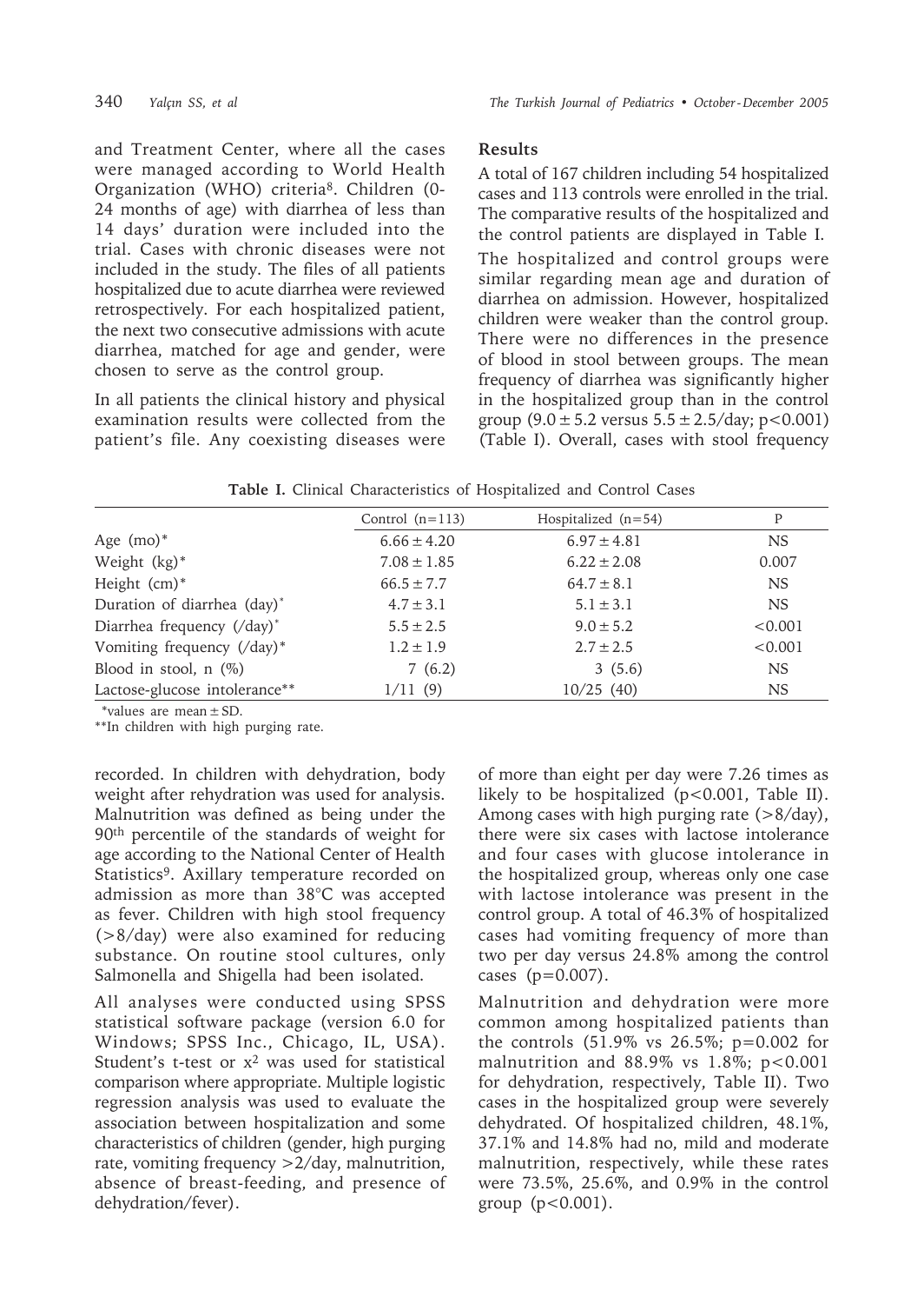and Treatment Center, where all the cases were managed according to World Health Organization (WHO) criteria[8]. Children (0-24 months of age) with diarrhea of less than 14 days' duration were included into the trial. Cases with chronic diseases were not included in the study. The files of all patients hospitalized due to acute diarrhea were reviewed retrospectively. For each hospitalized patient, the next two consecutive admissions with acute diarrhea, matched for age and gender, were chosen to serve as the control group.

In all patients the clinical history and physical examination results were collected from the patient's file. Any coexisting diseases were recorded. In children with dehydration, body weight after rehydration was used for analysis. Malnutrition was defined as being under the 90[th] percentile of the standards of weight for age according to the National Center of Health Statistics[9]. Axillary temperature recorded on admission as more than 38°C was accepted as fever. Children with high stool frequency (>8/day) were also examined for reducing substance. On routine stool cultures, only Salmonella and Shigella had been isolated.

All analyses were conducted using SPSS statistical software package (version 6.0 for Windows; SPSS Inc., Chicago, IL, USA). Student's t-test or $x^2$ was used for statistical comparison where appropriate. Multiple logistic regression analysis was used to evaluate the association between hospitalization and some characteristics of children (gender, high purging rate, vomiting frequency >2/day, malnutrition, absence of breast-feeding, and presence of dehydration/fever).

## Results

A total of 167 children including 54 hospitalized cases and 113 controls were enrolled in the trial. The comparative results of the hospitalized and the control patients are displayed in Table I.

The hospitalized and control groups were similar regarding mean age and duration of diarrhea on admission. However, hospitalized children were weaker than the control group. There were no differences in the presence of blood in stool between groups. The mean frequency of diarrhea was significantly higher in the hospitalized group than in the control group (9.0 ± 5.2 versus 5.5 ± 2.5/day; p<0.001) (Table I). Overall, cases with stool frequency of more than eight per day were 7.26 times as likely to be hospitalized (p<0.001, Table II). Among cases with high purging rate (>8/day), there were six cases with lactose intolerance and four cases with glucose intolerance in the hospitalized group, whereas only one case with lactose intolerance was present in the control group. A total of 46.3% of hospitalized cases had vomiting frequency of more than two per day versus 24.8% among the control cases (p=0.007).

**Table I.** Clinical Characteristics of Hospitalized and Control Cases

| | Control (n=113) | Hospitalized (n=54) | P |
|---|---|---|---|
| Age (mo)* | 6.66 ± 4.20 | 6.97 ± 4.81 | NS |
| Weight (kg)* | 7.08 ± 1.85 | 6.22 ± 2.08 | 0.007 |
| Height (cm)* | 66.5 ± 7.7 | 64.7 ± 8.1 | NS |
| Duration of diarrhea (day)* | 4.7 ± 3.1 | 5.1 ± 3.1 | NS |
| Diarrhea frequency (/day)* | 5.5 ± 2.5 | 9.0 ± 5.2 | <0.001 |
| Vomiting frequency (/day)* | 1.2 ± 1.9 | 2.7 ± 2.5 | <0.001 |
| Blood in stool, n (%) | 7 (6.2) | 3 (5.6) | NS |
| Lactose-glucose intolerance** | 1/11 (9) | 10/25 (40) | NS |

*values are mean ± SD.
**In children with high purging rate.

Malnutrition and dehydration were more common among hospitalized patients than the controls (51.9% vs 26.5%; p=0.002 for malnutrition and 88.9% vs 1.8%; p<0.001 for dehydration, respectively, Table II). Two cases in the hospitalized group were severely dehydrated. Of hospitalized children, 48.1%, 37.1% and 14.8% had no, mild and moderate malnutrition, respectively, while these rates were 73.5%, 25.6%, and 0.9% in the control group (p<0.001).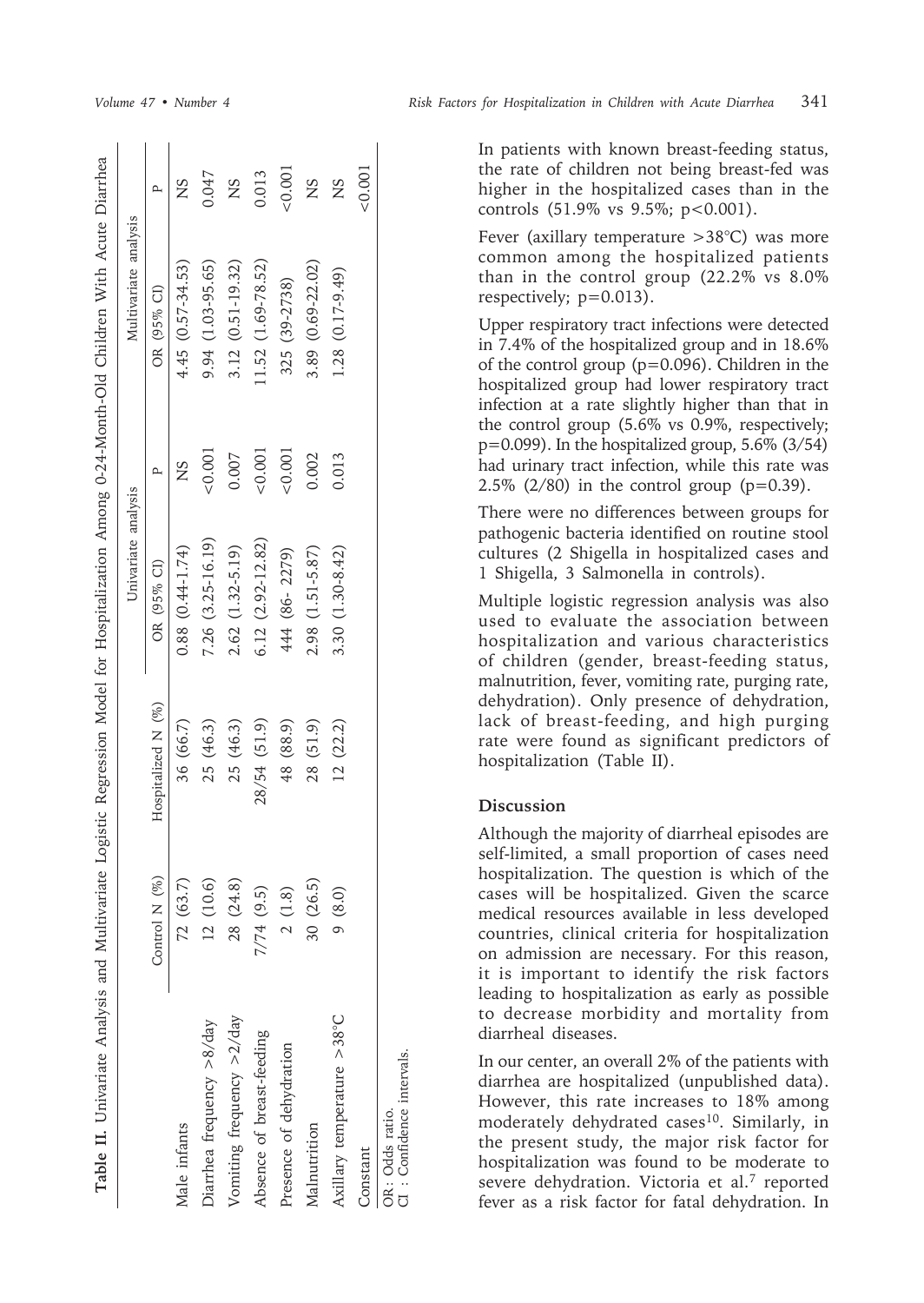**Table II.** Univariate Analysis and Multivariate Logistic Regression Model for Hospitalization Among 0-24-Month-Old Children With Acute Diarrhea

| | Control N (%) | Hospitalized N (%) | Univariate analysis | | Multivariate analysis | |
|---|---|---|---|---|---|---|
| | | | OR (95% CI) | P | OR (95% CI) | P |
| Male infants | 72 (63.7) | 36 (66.7) | 0.88 (0.44-1.74) | NS | 4.45 (0.57-34.53) | NS |
| Diarrhea frequency >8/day | 12 (10.6) | 25 (46.3) | 7.26 (3.25-16.19) | <0.001 | 9.94 (1.03-95.65) | 0.047 |
| Vomiting frequency >2/day | 28 (24.8) | 25 (46.3) | 2.62 (1.32-5.19) | 0.007 | 3.12 (0.51-19.32) | NS |
| Absence of breast-feeding | 7/74 (9.5) | 28/54 (51.9) | 6.12 (2.92-12.82) | <0.001 | 11.52 (1.69-78.52) | 0.013 |
| Presence of dehydration | 2 (1.8) | 48 (88.9) | 444 (86- 2279) | <0.001 | 325 (39-2738) | <0.001 |
| Malnutrition | 30 (26.5) | 28 (51.9) | 2.98 (1.51-5.87) | 0.002 | 3.89 (0.69-22.02) | NS |
| Axillary temperature >38°C | 9 (8.0) | 12 (22.2) | 3.30 (1.30-8.42) | 0.013 | 1.28 (0.17-9.49) | NS |
| Constant | | | | | | <0.001 |

OR: Odds ratio.
CI : Confidence intervals.

In patients with known breast-feeding status, the rate of children not being breast-fed was higher in the hospitalized cases than in the controls (51.9% vs 9.5%; p<0.001).

Fever (axillary temperature >38°C) was more common among the hospitalized patients than in the control group (22.2% vs 8.0% respectively; p=0.013).

Upper respiratory tract infections were detected in 7.4% of the hospitalized group and in 18.6% of the control group (p=0.096). Children in the hospitalized group had lower respiratory tract infection at a rate slightly higher than that in the control group (5.6% vs 0.9%, respectively; p=0.099). In the hospitalized group, 5.6% (3/54) had urinary tract infection, while this rate was 2.5% (2/80) in the control group (p=0.39).

There were no differences between groups for pathogenic bacteria identified on routine stool cultures (2 Shigella in hospitalized cases and 1 Shigella, 3 Salmonella in controls).

Multiple logistic regression analysis was also used to evaluate the association between hospitalization and various characteristics of children (gender, breast-feeding status, malnutrition, fever, vomiting rate, purging rate, dehydration). Only presence of dehydration, lack of breast-feeding, and high purging rate were found as significant predictors of hospitalization (Table II).

## Discussion

Although the majority of diarrheal episodes are self-limited, a small proportion of cases need hospitalization. The question is which of the cases will be hospitalized. Given the scarce medical resources available in less developed countries, clinical criteria for hospitalization on admission are necessary. For this reason, it is important to identify the risk factors leading to hospitalization as early as possible to decrease morbidity and mortality from diarrheal diseases.

In our center, an overall 2% of the patients with diarrhea are hospitalized (unpublished data). However, this rate increases to 18% among moderately dehydrated cases[10]. Similarly, in the present study, the major risk factor for hospitalization was found to be moderate to severe dehydration. Victoria et al.[7] reported fever as a risk factor for fatal dehydration. In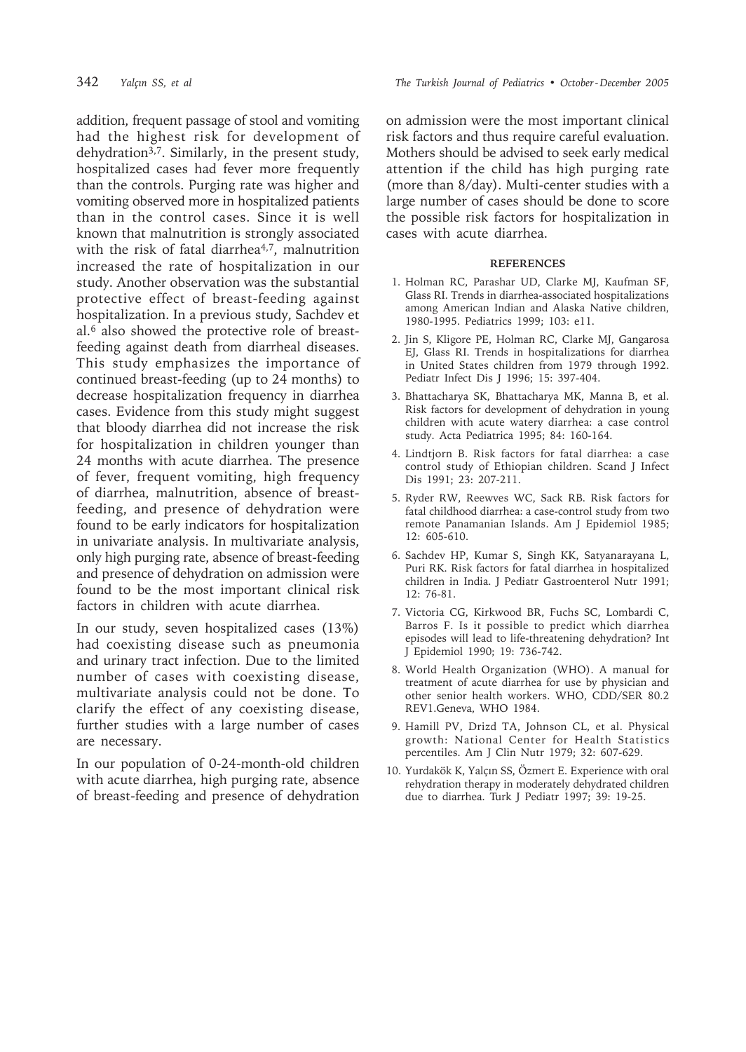addition, frequent passage of stool and vomiting had the highest risk for development of dehydration[3,7]. Similarly, in the present study, hospitalized cases had fever more frequently than the controls. Purging rate was higher and vomiting observed more in hospitalized patients than in the control cases. Since it is well known that malnutrition is strongly associated with the risk of fatal diarrhea[4,7], malnutrition increased the rate of hospitalization in our study. Another observation was the substantial protective effect of breast-feeding against hospitalization. In a previous study, Sachdev et al.[6] also showed the protective role of breast-feeding against death from diarrheal diseases. This study emphasizes the importance of continued breast-feeding (up to 24 months) to decrease hospitalization frequency in diarrhea cases. Evidence from this study might suggest that bloody diarrhea did not increase the risk for hospitalization in children younger than 24 months with acute diarrhea. The presence of fever, frequent vomiting, high frequency of diarrhea, malnutrition, absence of breast-feeding, and presence of dehydration were found to be early indicators for hospitalization in univariate analysis. In multivariate analysis, only high purging rate, absence of breast-feeding and presence of dehydration on admission were found to be the most important clinical risk factors in children with acute diarrhea.

In our study, seven hospitalized cases (13%) had coexisting disease such as pneumonia and urinary tract infection. Due to the limited number of cases with coexisting disease, multivariate analysis could not be done. To clarify the effect of any coexisting disease, further studies with a large number of cases are necessary.

In our population of 0-24-month-old children with acute diarrhea, high purging rate, absence of breast-feeding and presence of dehydration on admission were the most important clinical risk factors and thus require careful evaluation. Mothers should be advised to seek early medical attention if the child has high purging rate (more than 8/day). Multi-center studies with a large number of cases should be done to score the possible risk factors for hospitalization in cases with acute diarrhea.

## REFERENCES

1. Holman RC, Parashar UD, Clarke MJ, Kaufman SF, Glass RI. Trends in diarrhea-associated hospitalizations among American Indian and Alaska Native children, 1980-1995. Pediatrics 1999; 103: e11.
2. Jin S, Kligore PE, Holman RC, Clarke MJ, Gangarosa EJ, Glass RI. Trends in hospitalizations for diarrhea in United States children from 1979 through 1992. Pediatr Infect Dis J 1996; 15: 397-404.
3. Bhattacharya SK, Bhattacharya MK, Manna B, et al. Risk factors for development of dehydration in young children with acute watery diarrhea: a case control study. Acta Pediatrica 1995; 84: 160-164.
4. Lindtjorn B. Risk factors for fatal diarrhea: a case control study of Ethiopian children. Scand J Infect Dis 1991; 23: 207-211.
5. Ryder RW, Reewves WC, Sack RB. Risk factors for fatal childhood diarrhea: a case-control study from two remote Panamanian Islands. Am J Epidemiol 1985; 12: 605-610.
6. Sachdev HP, Kumar S, Singh KK, Satyanarayana L, Puri RK. Risk factors for fatal diarrhea in hospitalized children in India. J Pediatr Gastroenterol Nutr 1991; 12: 76-81.
7. Victoria CG, Kirkwood BR, Fuchs SC, Lombardi C, Barros F. Is it possible to predict which diarrhea episodes will lead to life-threatening dehydration? Int J Epidemiol 1990; 19: 736-742.
8. World Health Organization (WHO). A manual for treatment of acute diarrhea for use by physician and other senior health workers. WHO, CDD/SER 80.2 REV1.Geneva, WHO 1984.
9. Hamill PV, Drizd TA, Johnson CL, et al. Physical growth: National Center for Health Statistics percentiles. Am J Clin Nutr 1979; 32: 607-629.
10. Yurdakök K, Yalçın SS, Özmert E. Experience with oral rehydration therapy in moderately dehydrated children due to diarrhea. Turk J Pediatr 1997; 39: 19-25.